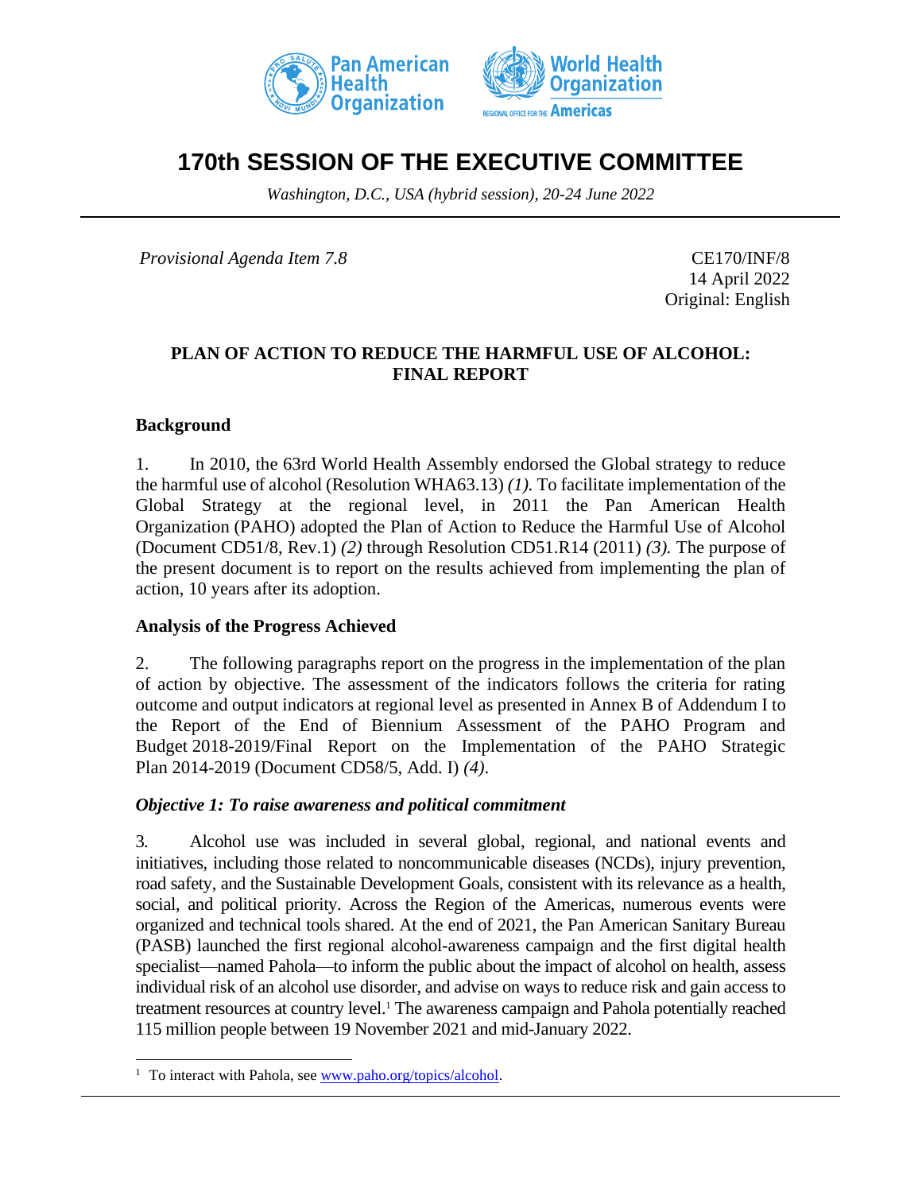# 170th SESSION OF THE EXECUTIVE COMMITTEE

*Washington, D.C., USA (hybrid session), 20-24 June 2022*

*Provisional Agenda Item 7.8*

CE170/INF/8
14 April 2022
Original: English

## PLAN OF ACTION TO REDUCE THE HARMFUL USE OF ALCOHOL: FINAL REPORT

### Background

1. In 2010, the 63rd World Health Assembly endorsed the Global strategy to reduce the harmful use of alcohol (Resolution WHA63.13) *(1)*. To facilitate implementation of the Global Strategy at the regional level, in 2011 the Pan American Health Organization (PAHO) adopted the Plan of Action to Reduce the Harmful Use of Alcohol (Document CD51/8, Rev.1) *(2)* through Resolution CD51.R14 (2011) *(3)*. The purpose of the present document is to report on the results achieved from implementing the plan of action, 10 years after its adoption.

### Analysis of the Progress Achieved

2. The following paragraphs report on the progress in the implementation of the plan of action by objective. The assessment of the indicators follows the criteria for rating outcome and output indicators at regional level as presented in Annex B of Addendum I to the Report of the End of Biennium Assessment of the PAHO Program and Budget 2018-2019/Final Report on the Implementation of the PAHO Strategic Plan 2014-2019 (Document CD58/5, Add. I) *(4)*.

### *Objective 1: To raise awareness and political commitment*

3. Alcohol use was included in several global, regional, and national events and initiatives, including those related to noncommunicable diseases (NCDs), injury prevention, road safety, and the Sustainable Development Goals, consistent with its relevance as a health, social, and political priority. Across the Region of the Americas, numerous events were organized and technical tools shared. At the end of 2021, the Pan American Sanitary Bureau (PASB) launched the first regional alcohol-awareness campaign and the first digital health specialist—named Pahola—to inform the public about the impact of alcohol on health, assess individual risk of an alcohol use disorder, and advise on ways to reduce risk and gain access to treatment resources at country level.[1] The awareness campaign and Pahola potentially reached 115 million people between 19 November 2021 and mid-January 2022.

[1] To interact with Pahola, see www.paho.org/topics/alcohol.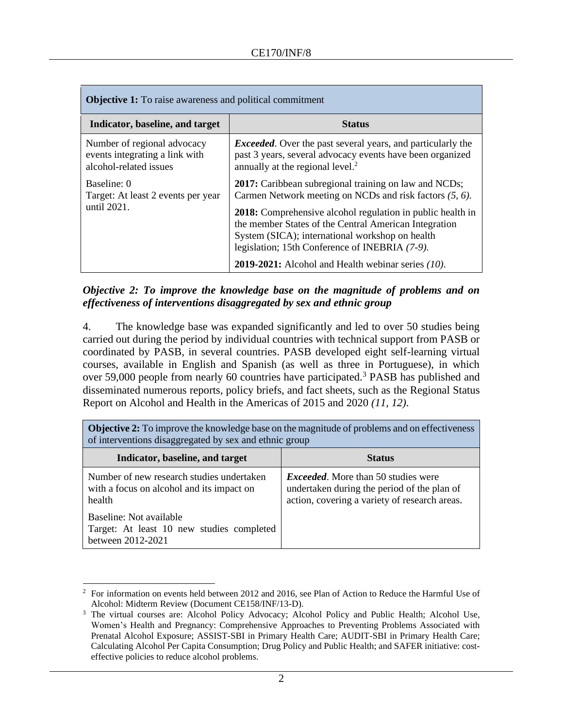| **Objective 1:** To raise awareness and political commitment | |
|---|---|
| **Indicator, baseline, and target** | **Status** |
| Number of regional advocacy events integrating a link with alcohol-related issues<br><br>Baseline: 0<br>Target: At least 2 events per year until 2021. | ***Exceeded***. Over the past several years, and particularly the past 3 years, several advocacy events have been organized annually at the regional level.[2]<br><br>**2017:** Caribbean subregional training on law and NCDs; Carmen Network meeting on NCDs and risk factors *(5, 6)*.<br><br>**2018:** Comprehensive alcohol regulation in public health in the member States of the Central American Integration System (SICA); international workshop on health legislation; 15th Conference of INEBRIA *(7-9)*.<br><br>**2019-2021:** Alcohol and Health webinar series *(10)*. |

***Objective 2: To improve the knowledge base on the magnitude of problems and on effectiveness of interventions disaggregated by sex and ethnic group***

4. The knowledge base was expanded significantly and led to over 50 studies being carried out during the period by individual countries with technical support from PASB or coordinated by PASB, in several countries. PASB developed eight self-learning virtual courses, available in English and Spanish (as well as three in Portuguese), in which over 59,000 people from nearly 60 countries have participated.[3] PASB has published and disseminated numerous reports, policy briefs, and fact sheets, such as the Regional Status Report on Alcohol and Health in the Americas of 2015 and 2020 *(11, 12)*.

| **Objective 2:** To improve the knowledge base on the magnitude of problems and on effectiveness of interventions disaggregated by sex and ethnic group | |
|---|---|
| **Indicator, baseline, and target** | **Status** |
| Number of new research studies undertaken with a focus on alcohol and its impact on health<br><br>Baseline: Not available<br>Target: At least 10 new studies completed between 2012-2021 | ***Exceeded***. More than 50 studies were undertaken during the period of the plan of action, covering a variety of research areas. |

---

[2] For information on events held between 2012 and 2016, see Plan of Action to Reduce the Harmful Use of Alcohol: Midterm Review (Document CE158/INF/13-D).

[3] The virtual courses are: Alcohol Policy Advocacy; Alcohol Policy and Public Health; Alcohol Use, Women's Health and Pregnancy: Comprehensive Approaches to Preventing Problems Associated with Prenatal Alcohol Exposure; ASSIST-SBI in Primary Health Care; AUDIT-SBI in Primary Health Care; Calculating Alcohol Per Capita Consumption; Drug Policy and Public Health; and SAFER initiative: cost-effective policies to reduce alcohol problems.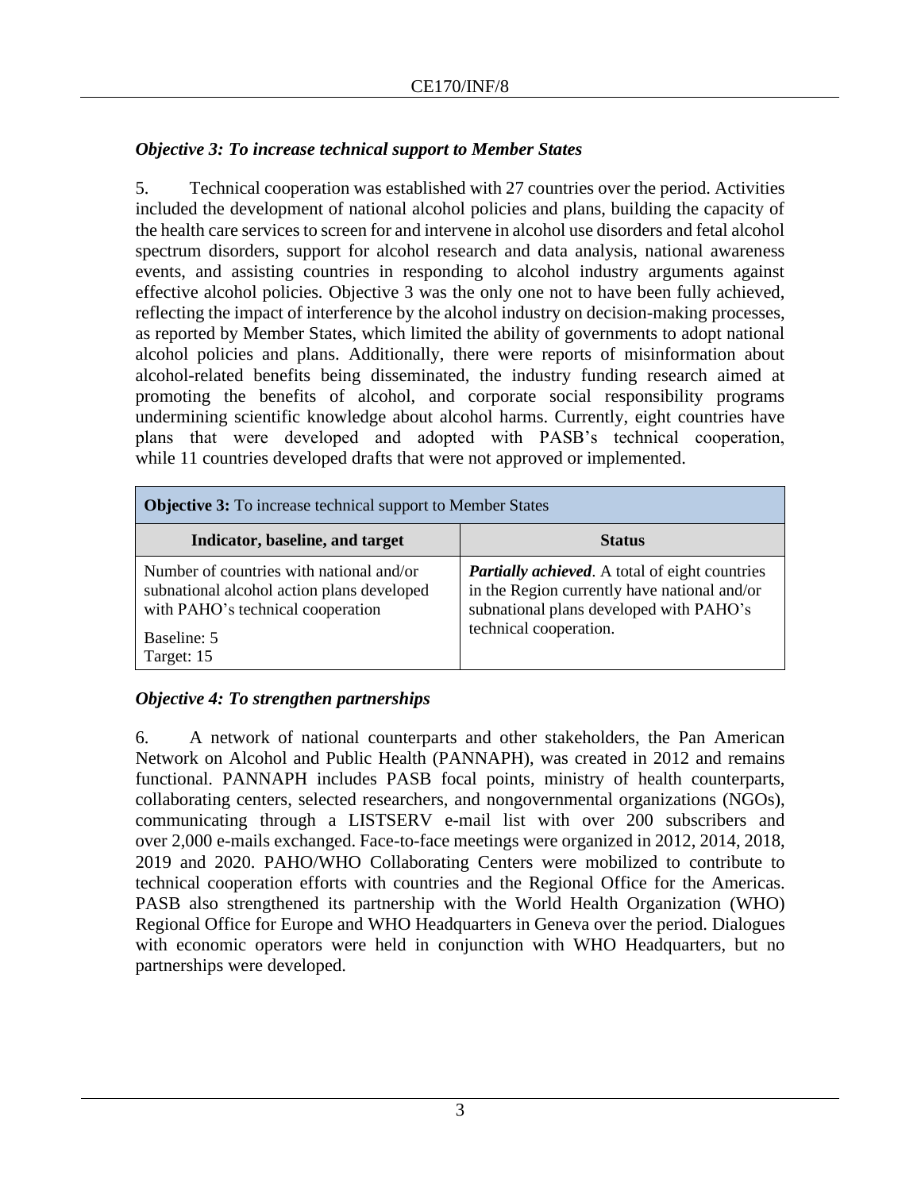### *Objective 3: To increase technical support to Member States*

5. Technical cooperation was established with 27 countries over the period. Activities included the development of national alcohol policies and plans, building the capacity of the health care services to screen for and intervene in alcohol use disorders and fetal alcohol spectrum disorders, support for alcohol research and data analysis, national awareness events, and assisting countries in responding to alcohol industry arguments against effective alcohol policies. Objective 3 was the only one not to have been fully achieved, reflecting the impact of interference by the alcohol industry on decision-making processes, as reported by Member States, which limited the ability of governments to adopt national alcohol policies and plans. Additionally, there were reports of misinformation about alcohol-related benefits being disseminated, the industry funding research aimed at promoting the benefits of alcohol, and corporate social responsibility programs undermining scientific knowledge about alcohol harms. Currently, eight countries have plans that were developed and adopted with PASB's technical cooperation, while 11 countries developed drafts that were not approved or implemented.

| **Objective 3:** To increase technical support to Member States | |
|---|---|
| **Indicator, baseline, and target** | **Status** |
| Number of countries with national and/or subnational alcohol action plans developed with PAHO's technical cooperation<br><br>Baseline: 5<br>Target: 15 | ***Partially achieved***. A total of eight countries in the Region currently have national and/or subnational plans developed with PAHO's technical cooperation. |

### *Objective 4: To strengthen partnerships*

6. A network of national counterparts and other stakeholders, the Pan American Network on Alcohol and Public Health (PANNAPH), was created in 2012 and remains functional. PANNAPH includes PASB focal points, ministry of health counterparts, collaborating centers, selected researchers, and nongovernmental organizations (NGOs), communicating through a LISTSERV e-mail list with over 200 subscribers and over 2,000 e-mails exchanged. Face-to-face meetings were organized in 2012, 2014, 2018, 2019 and 2020. PAHO/WHO Collaborating Centers were mobilized to contribute to technical cooperation efforts with countries and the Regional Office for the Americas. PASB also strengthened its partnership with the World Health Organization (WHO) Regional Office for Europe and WHO Headquarters in Geneva over the period. Dialogues with economic operators were held in conjunction with WHO Headquarters, but no partnerships were developed.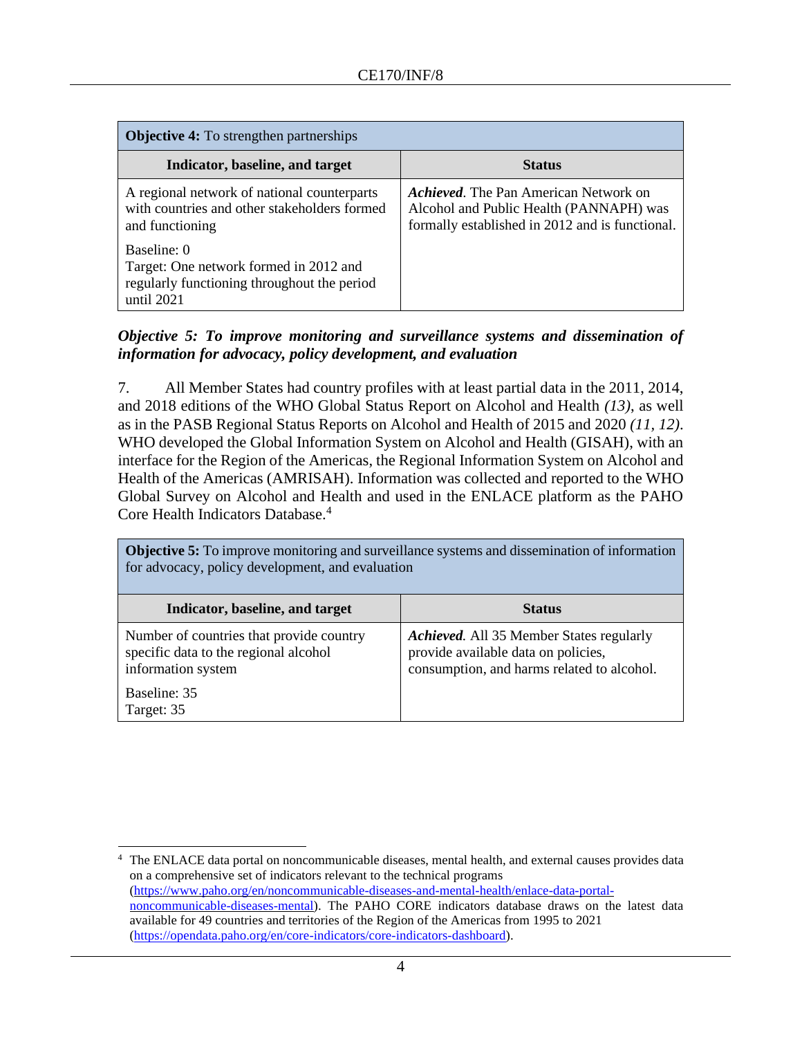| **Objective 4:** To strengthen partnerships | |
|---|---|
| **Indicator, baseline, and target** | **Status** |
| A regional network of national counterparts with countries and other stakeholders formed and functioning<br><br>Baseline: 0<br>Target: One network formed in 2012 and regularly functioning throughout the period until 2021 | ***Achieved***. The Pan American Network on Alcohol and Public Health (PANNAPH) was formally established in 2012 and is functional. |

***Objective 5: To improve monitoring and surveillance systems and dissemination of information for advocacy, policy development, and evaluation***

7. All Member States had country profiles with at least partial data in the 2011, 2014, and 2018 editions of the WHO Global Status Report on Alcohol and Health *(13)*, as well as in the PASB Regional Status Reports on Alcohol and Health of 2015 and 2020 *(11, 12)*. WHO developed the Global Information System on Alcohol and Health (GISAH), with an interface for the Region of the Americas, the Regional Information System on Alcohol and Health of the Americas (AMRISAH). Information was collected and reported to the WHO Global Survey on Alcohol and Health and used in the ENLACE platform as the PAHO Core Health Indicators Database.[4]

| **Objective 5:** To improve monitoring and surveillance systems and dissemination of information for advocacy, policy development, and evaluation | |
|---|---|
| **Indicator, baseline, and target** | **Status** |
| Number of countries that provide country specific data to the regional alcohol information system<br><br>Baseline: 35<br>Target: 35 | ***Achieved***. All 35 Member States regularly provide available data on policies, consumption, and harms related to alcohol. |

[4] The ENLACE data portal on noncommunicable diseases, mental health, and external causes provides data on a comprehensive set of indicators relevant to the technical programs (https://www.paho.org/en/noncommunicable-diseases-and-mental-health/enlace-data-portal-noncommunicable-diseases-mental). The PAHO CORE indicators database draws on the latest data available for 49 countries and territories of the Region of the Americas from 1995 to 2021 (https://opendata.paho.org/en/core-indicators/core-indicators-dashboard).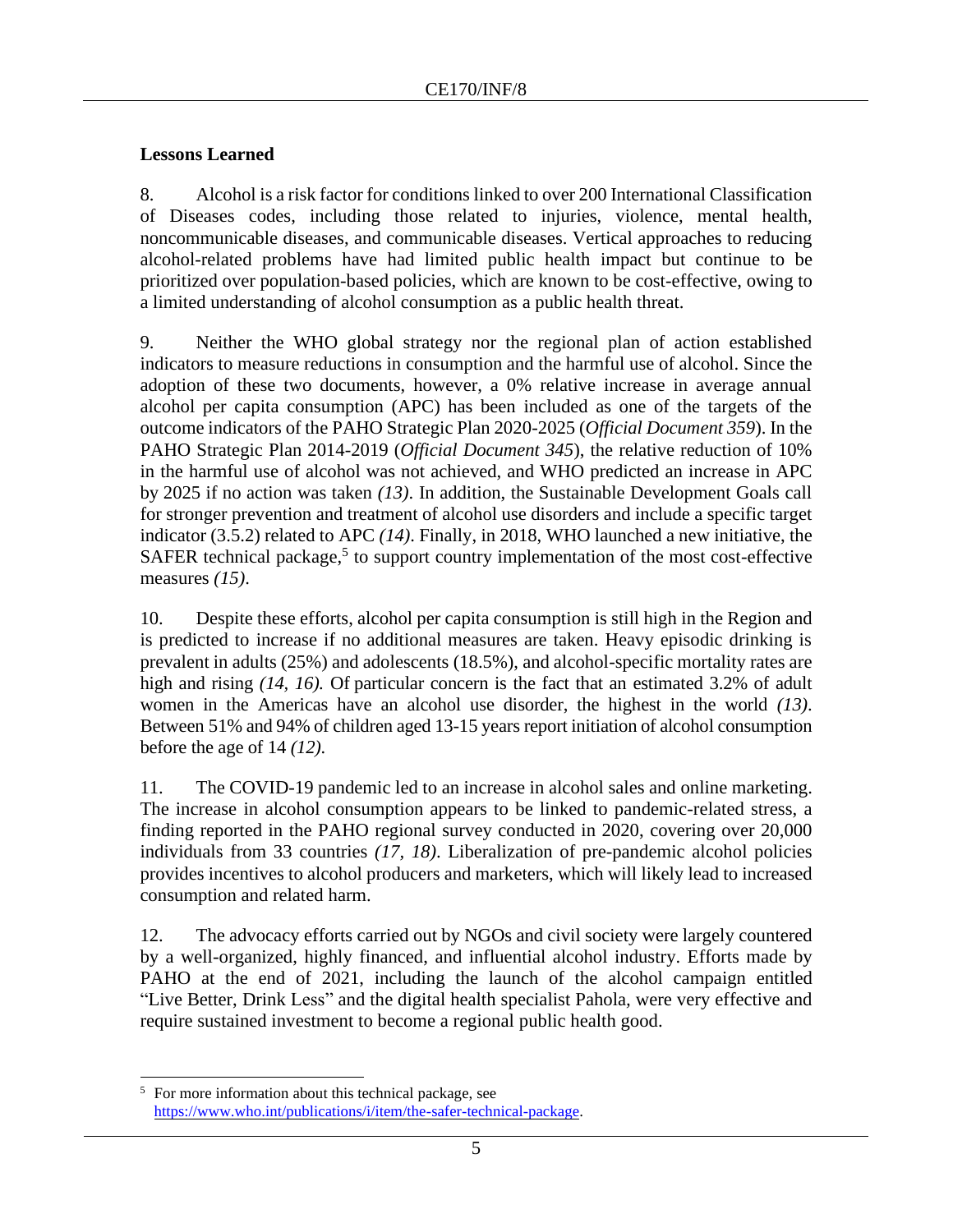## Lessons Learned

8. Alcohol is a risk factor for conditions linked to over 200 International Classification of Diseases codes, including those related to injuries, violence, mental health, noncommunicable diseases, and communicable diseases. Vertical approaches to reducing alcohol-related problems have had limited public health impact but continue to be prioritized over population-based policies, which are known to be cost-effective, owing to a limited understanding of alcohol consumption as a public health threat.

9. Neither the WHO global strategy nor the regional plan of action established indicators to measure reductions in consumption and the harmful use of alcohol. Since the adoption of these two documents, however, a 0% relative increase in average annual alcohol per capita consumption (APC) has been included as one of the targets of the outcome indicators of the PAHO Strategic Plan 2020-2025 (*Official Document 359*). In the PAHO Strategic Plan 2014-2019 (*Official Document 345*), the relative reduction of 10% in the harmful use of alcohol was not achieved, and WHO predicted an increase in APC by 2025 if no action was taken *(13)*. In addition, the Sustainable Development Goals call for stronger prevention and treatment of alcohol use disorders and include a specific target indicator (3.5.2) related to APC *(14)*. Finally, in 2018, WHO launched a new initiative, the SAFER technical package,[5] to support country implementation of the most cost-effective measures *(15)*.

10. Despite these efforts, alcohol per capita consumption is still high in the Region and is predicted to increase if no additional measures are taken. Heavy episodic drinking is prevalent in adults (25%) and adolescents (18.5%), and alcohol-specific mortality rates are high and rising *(14, 16).* Of particular concern is the fact that an estimated 3.2% of adult women in the Americas have an alcohol use disorder, the highest in the world *(13)*. Between 51% and 94% of children aged 13-15 years report initiation of alcohol consumption before the age of 14 *(12)*.

11. The COVID-19 pandemic led to an increase in alcohol sales and online marketing. The increase in alcohol consumption appears to be linked to pandemic-related stress, a finding reported in the PAHO regional survey conducted in 2020, covering over 20,000 individuals from 33 countries *(17, 18)*. Liberalization of pre-pandemic alcohol policies provides incentives to alcohol producers and marketers, which will likely lead to increased consumption and related harm.

12. The advocacy efforts carried out by NGOs and civil society were largely countered by a well-organized, highly financed, and influential alcohol industry. Efforts made by PAHO at the end of 2021, including the launch of the alcohol campaign entitled "Live Better, Drink Less" and the digital health specialist Pahola, were very effective and require sustained investment to become a regional public health good.

---

[5] For more information about this technical package, see https://www.who.int/publications/i/item/the-safer-technical-package.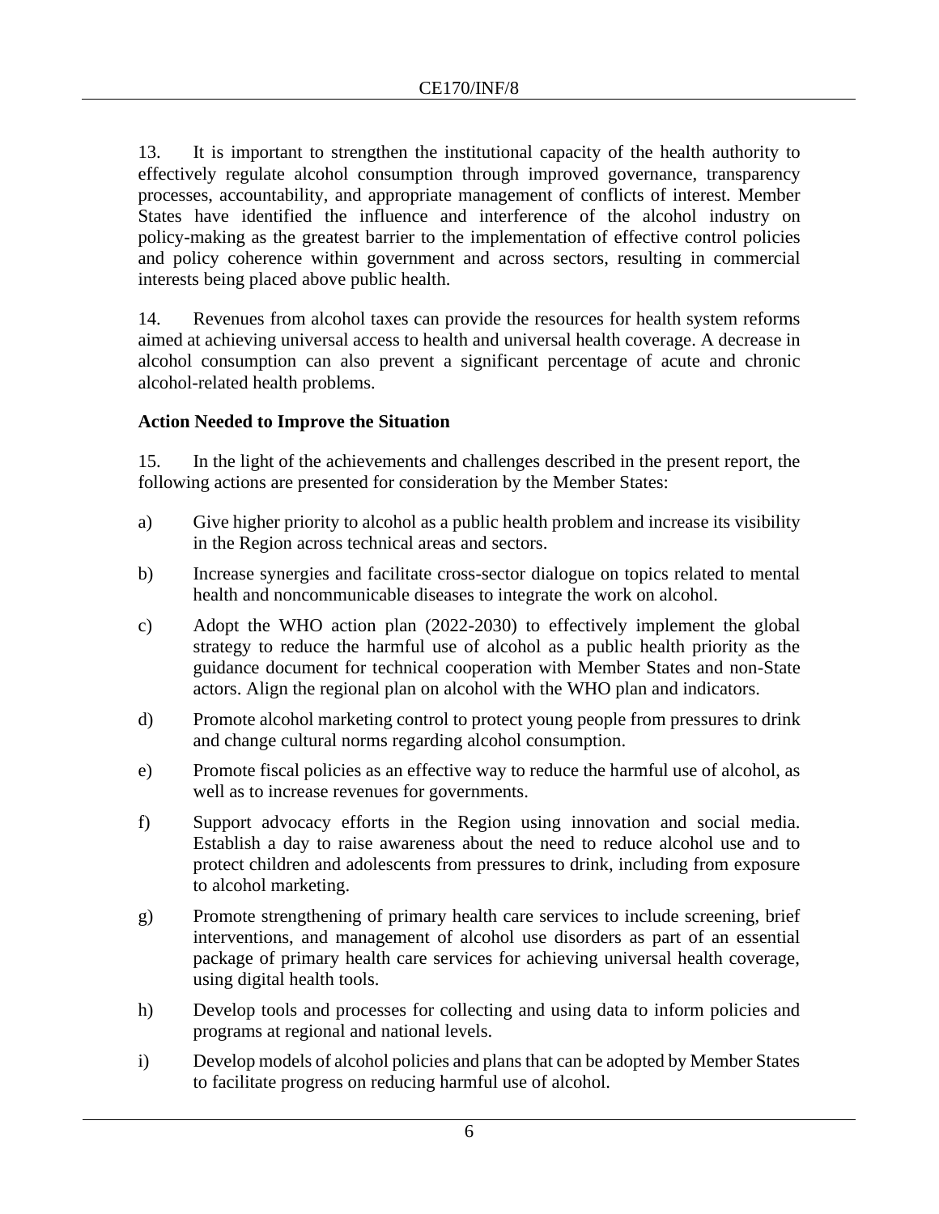13. It is important to strengthen the institutional capacity of the health authority to effectively regulate alcohol consumption through improved governance, transparency processes, accountability, and appropriate management of conflicts of interest. Member States have identified the influence and interference of the alcohol industry on policy-making as the greatest barrier to the implementation of effective control policies and policy coherence within government and across sectors, resulting in commercial interests being placed above public health.

14. Revenues from alcohol taxes can provide the resources for health system reforms aimed at achieving universal access to health and universal health coverage. A decrease in alcohol consumption can also prevent a significant percentage of acute and chronic alcohol-related health problems.

**Action Needed to Improve the Situation**

15. In the light of the achievements and challenges described in the present report, the following actions are presented for consideration by the Member States:

a) Give higher priority to alcohol as a public health problem and increase its visibility in the Region across technical areas and sectors.

b) Increase synergies and facilitate cross-sector dialogue on topics related to mental health and noncommunicable diseases to integrate the work on alcohol.

c) Adopt the WHO action plan (2022-2030) to effectively implement the global strategy to reduce the harmful use of alcohol as a public health priority as the guidance document for technical cooperation with Member States and non-State actors. Align the regional plan on alcohol with the WHO plan and indicators.

d) Promote alcohol marketing control to protect young people from pressures to drink and change cultural norms regarding alcohol consumption.

e) Promote fiscal policies as an effective way to reduce the harmful use of alcohol, as well as to increase revenues for governments.

f) Support advocacy efforts in the Region using innovation and social media. Establish a day to raise awareness about the need to reduce alcohol use and to protect children and adolescents from pressures to drink, including from exposure to alcohol marketing.

g) Promote strengthening of primary health care services to include screening, brief interventions, and management of alcohol use disorders as part of an essential package of primary health care services for achieving universal health coverage, using digital health tools.

h) Develop tools and processes for collecting and using data to inform policies and programs at regional and national levels.

i) Develop models of alcohol policies and plans that can be adopted by Member States to facilitate progress on reducing harmful use of alcohol.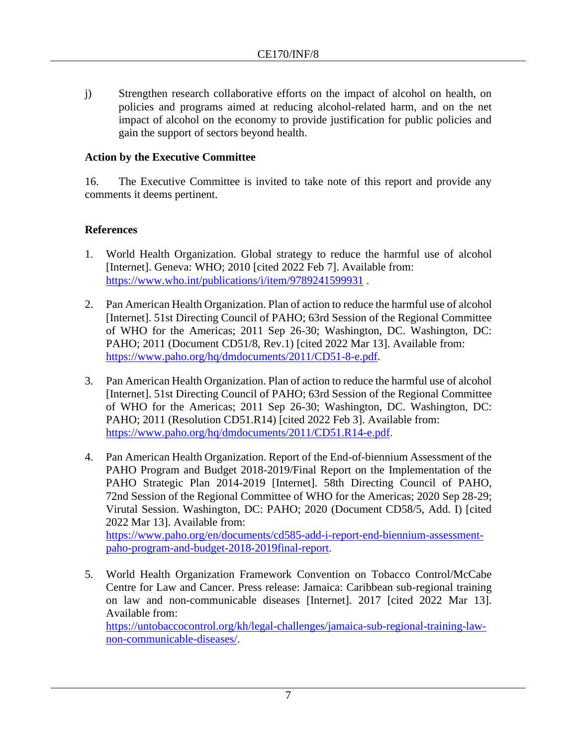j) Strengthen research collaborative efforts on the impact of alcohol on health, on policies and programs aimed at reducing alcohol-related harm, and on the net impact of alcohol on the economy to provide justification for public policies and gain the support of sectors beyond health.

**Action by the Executive Committee**

16. The Executive Committee is invited to take note of this report and provide any comments it deems pertinent.

**References**

1. World Health Organization. Global strategy to reduce the harmful use of alcohol [Internet]. Geneva: WHO; 2010 [cited 2022 Feb 7]. Available from: https://www.who.int/publications/i/item/9789241599931 .

2. Pan American Health Organization. Plan of action to reduce the harmful use of alcohol [Internet]. 51st Directing Council of PAHO; 63rd Session of the Regional Committee of WHO for the Americas; 2011 Sep 26-30; Washington, DC. Washington, DC: PAHO; 2011 (Document CD51/8, Rev.1) [cited 2022 Mar 13]. Available from: https://www.paho.org/hq/dmdocuments/2011/CD51-8-e.pdf.

3. Pan American Health Organization. Plan of action to reduce the harmful use of alcohol [Internet]. 51st Directing Council of PAHO; 63rd Session of the Regional Committee of WHO for the Americas; 2011 Sep 26-30; Washington, DC. Washington, DC: PAHO; 2011 (Resolution CD51.R14) [cited 2022 Feb 3]. Available from: https://www.paho.org/hq/dmdocuments/2011/CD51.R14-e.pdf.

4. Pan American Health Organization. Report of the End-of-biennium Assessment of the PAHO Program and Budget 2018-2019/Final Report on the Implementation of the PAHO Strategic Plan 2014-2019 [Internet]. 58th Directing Council of PAHO, 72nd Session of the Regional Committee of WHO for the Americas; 2020 Sep 28-29; Virutal Session. Washington, DC: PAHO; 2020 (Document CD58/5, Add. I) [cited 2022 Mar 13]. Available from: https://www.paho.org/en/documents/cd585-add-i-report-end-biennium-assessment-paho-program-and-budget-2018-2019final-report.

5. World Health Organization Framework Convention on Tobacco Control/McCabe Centre for Law and Cancer. Press release: Jamaica: Caribbean sub-regional training on law and non-communicable diseases [Internet]. 2017 [cited 2022 Mar 13]. Available from: https://untobaccocontrol.org/kh/legal-challenges/jamaica-sub-regional-training-law-non-communicable-diseases/.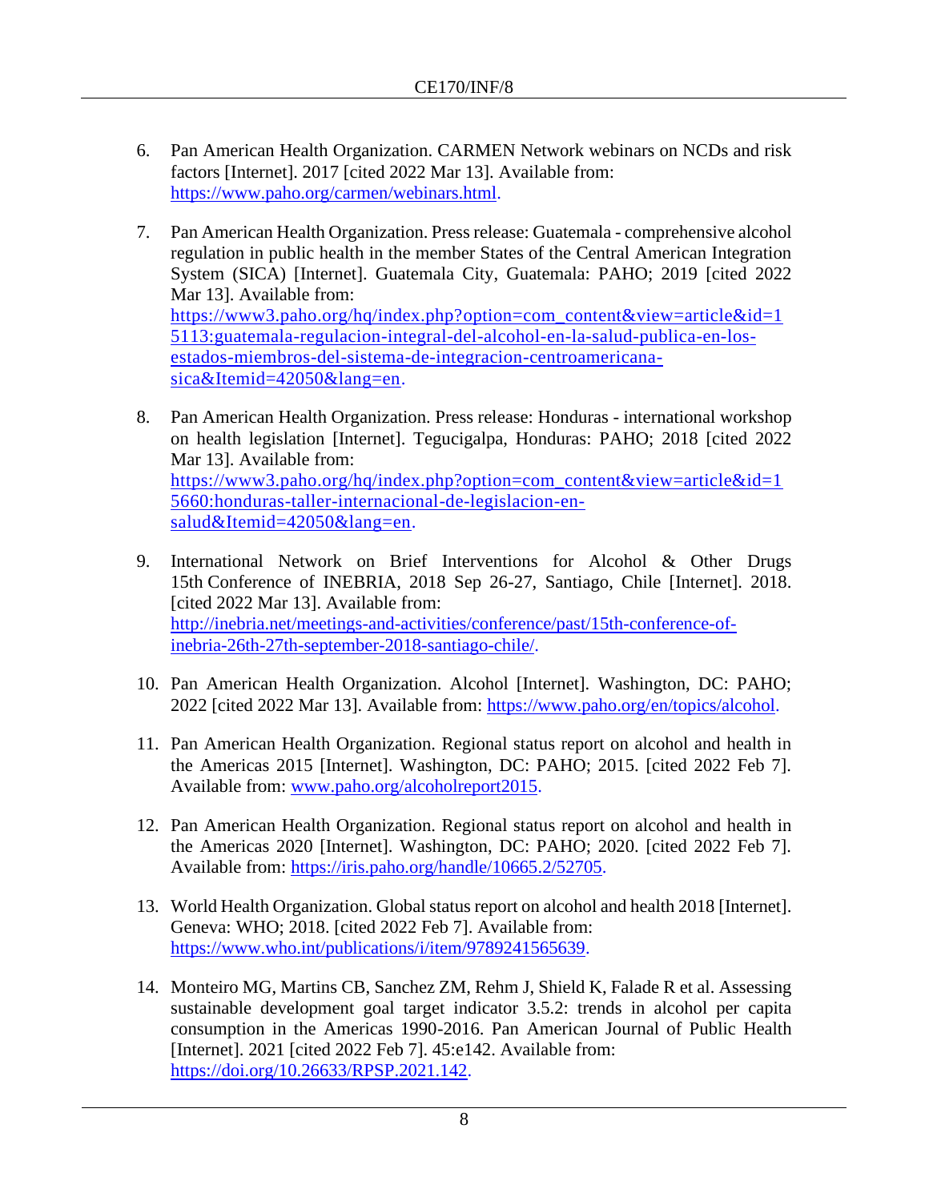6. Pan American Health Organization. CARMEN Network webinars on NCDs and risk factors [Internet]. 2017 [cited 2022 Mar 13]. Available from: https://www.paho.org/carmen/webinars.html.

7. Pan American Health Organization. Press release: Guatemala - comprehensive alcohol regulation in public health in the member States of the Central American Integration System (SICA) [Internet]. Guatemala City, Guatemala: PAHO; 2019 [cited 2022 Mar 13]. Available from: https://www3.paho.org/hq/index.php?option=com_content&view=article&id=15113:guatemala-regulacion-integral-del-alcohol-en-la-salud-publica-en-los-estados-miembros-del-sistema-de-integracion-centroamericana-sica&Itemid=42050&lang=en.

8. Pan American Health Organization. Press release: Honduras - international workshop on health legislation [Internet]. Tegucigalpa, Honduras: PAHO; 2018 [cited 2022 Mar 13]. Available from: https://www3.paho.org/hq/index.php?option=com_content&view=article&id=15660:honduras-taller-internacional-de-legislacion-en-salud&Itemid=42050&lang=en.

9. International Network on Brief Interventions for Alcohol & Other Drugs 15th Conference of INEBRIA, 2018 Sep 26-27, Santiago, Chile [Internet]. 2018. [cited 2022 Mar 13]. Available from: http://inebria.net/meetings-and-activities/conference/past/15th-conference-of-inebria-26th-27th-september-2018-santiago-chile/.

10. Pan American Health Organization. Alcohol [Internet]. Washington, DC: PAHO; 2022 [cited 2022 Mar 13]. Available from: https://www.paho.org/en/topics/alcohol.

11. Pan American Health Organization. Regional status report on alcohol and health in the Americas 2015 [Internet]. Washington, DC: PAHO; 2015. [cited 2022 Feb 7]. Available from: www.paho.org/alcoholreport2015.

12. Pan American Health Organization. Regional status report on alcohol and health in the Americas 2020 [Internet]. Washington, DC: PAHO; 2020. [cited 2022 Feb 7]. Available from: https://iris.paho.org/handle/10665.2/52705.

13. World Health Organization. Global status report on alcohol and health 2018 [Internet]. Geneva: WHO; 2018. [cited 2022 Feb 7]. Available from: https://www.who.int/publications/i/item/9789241565639.

14. Monteiro MG, Martins CB, Sanchez ZM, Rehm J, Shield K, Falade R et al. Assessing sustainable development goal target indicator 3.5.2: trends in alcohol per capita consumption in the Americas 1990-2016. Pan American Journal of Public Health [Internet]. 2021 [cited 2022 Feb 7]. 45:e142. Available from: https://doi.org/10.26633/RPSP.2021.142.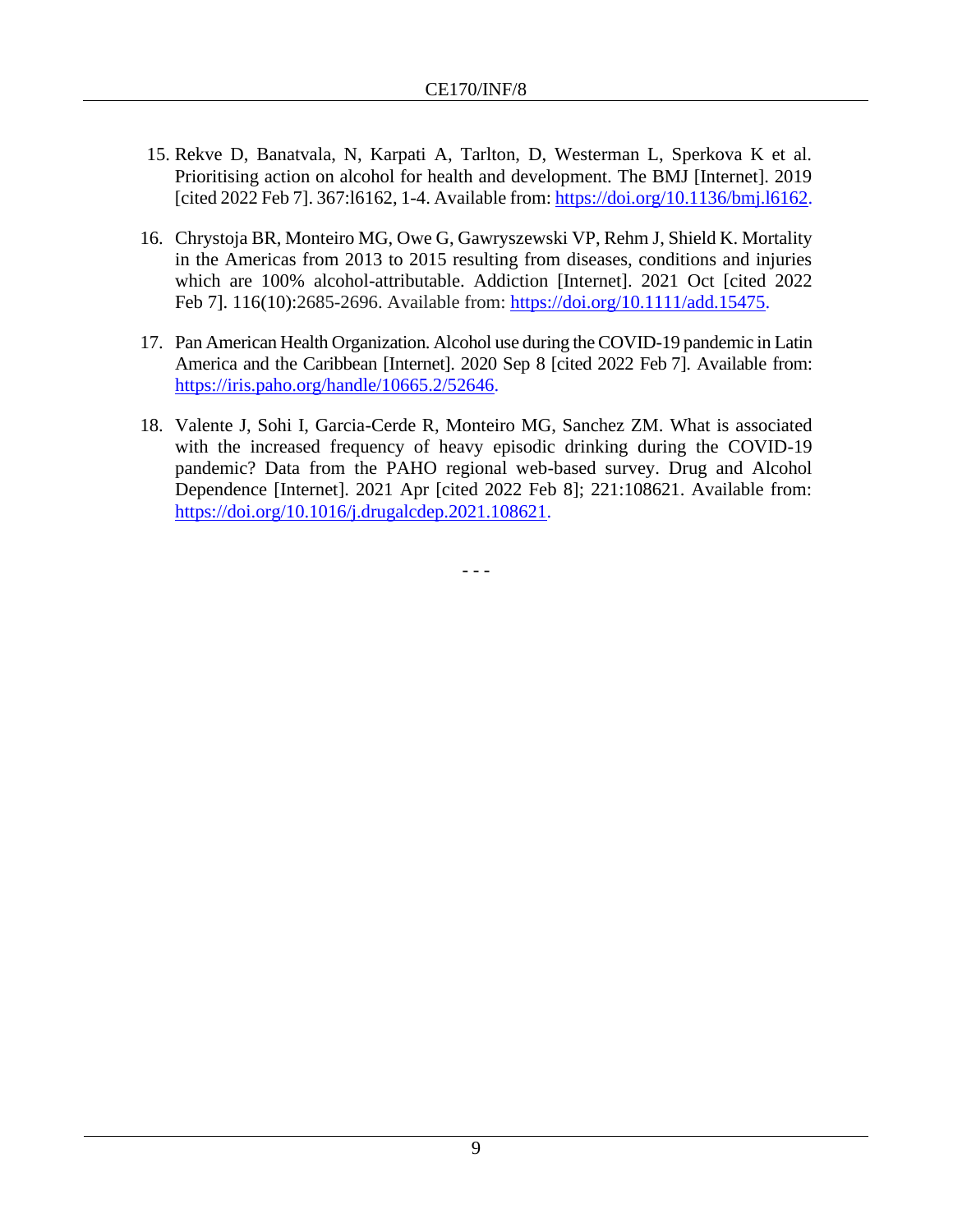15. Rekve D, Banatvala, N, Karpati A, Tarlton, D, Westerman L, Sperkova K et al. Prioritising action on alcohol for health and development. The BMJ [Internet]. 2019 [cited 2022 Feb 7]. 367:l6162, 1-4. Available from: https://doi.org/10.1136/bmj.l6162.

16. Chrystoja BR, Monteiro MG, Owe G, Gawryszewski VP, Rehm J, Shield K. Mortality in the Americas from 2013 to 2015 resulting from diseases, conditions and injuries which are 100% alcohol-attributable. Addiction [Internet]. 2021 Oct [cited 2022 Feb 7]. 116(10):2685-2696. Available from: https://doi.org/10.1111/add.15475.

17. Pan American Health Organization. Alcohol use during the COVID-19 pandemic in Latin America and the Caribbean [Internet]. 2020 Sep 8 [cited 2022 Feb 7]. Available from: https://iris.paho.org/handle/10665.2/52646.

18. Valente J, Sohi I, Garcia-Cerde R, Monteiro MG, Sanchez ZM. What is associated with the increased frequency of heavy episodic drinking during the COVID-19 pandemic? Data from the PAHO regional web-based survey. Drug and Alcohol Dependence [Internet]. 2021 Apr [cited 2022 Feb 8]; 221:108621. Available from: https://doi.org/10.1016/j.drugalcdep.2021.108621.

- - -